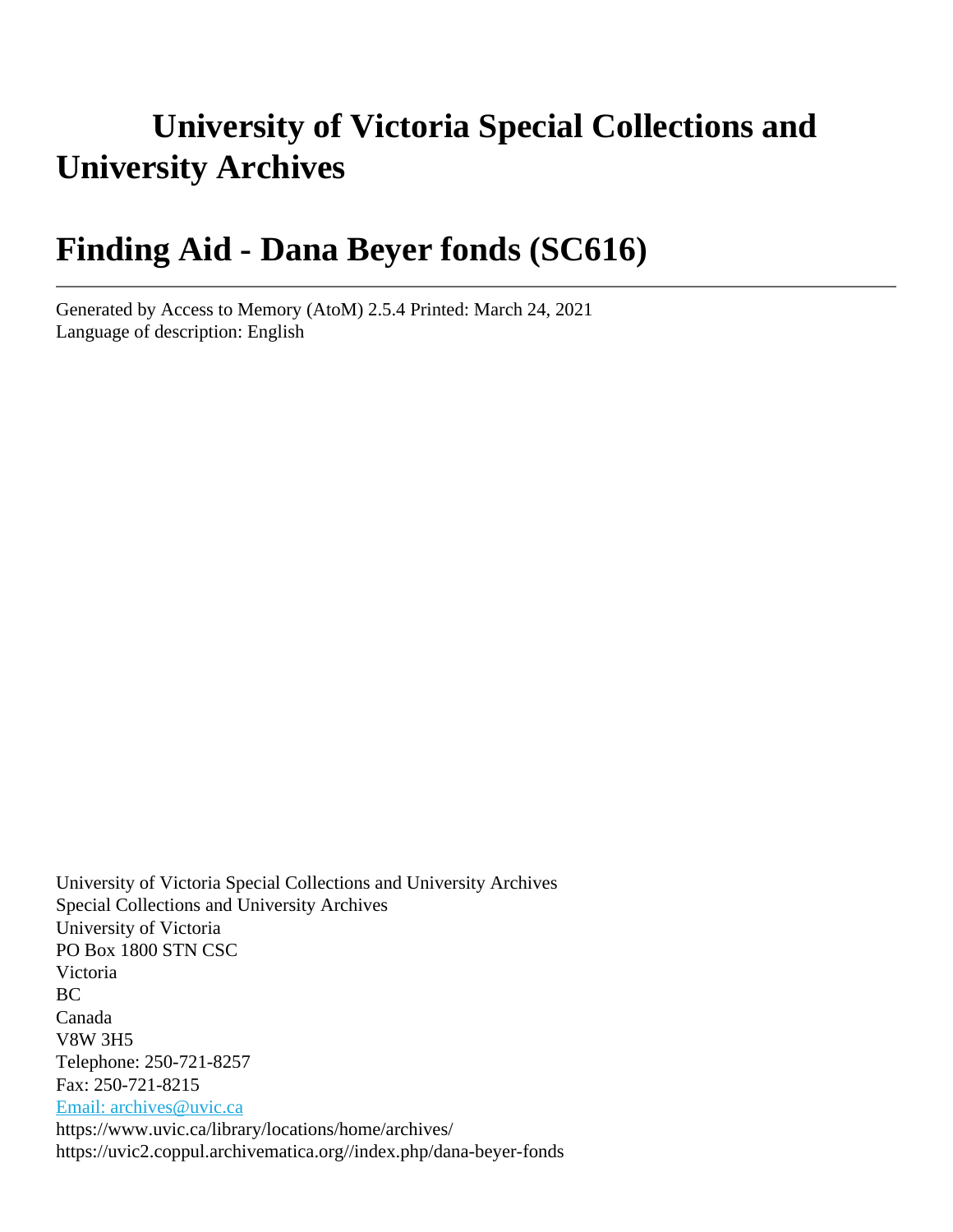# University of Victoria Special Collections and University Archives

# Finding Aid - Dana Beyer fonds (SC616)

---

Generated by Access to Memory (AtoM) 2.5.4 Printed: March 24, 2021
Language of description: English

University of Victoria Special Collections and University Archives
Special Collections and University Archives
University of Victoria
PO Box 1800 STN CSC
Victoria
BC
Canada
V8W 3H5
Telephone: 250-721-8257
Fax: 250-721-8215
[Email: archives@uvic.ca](mailto:archives@uvic.ca)
https://www.uvic.ca/library/locations/home/archives/
https://uvic2.coppul.archivematica.org//index.php/dana-beyer-fonds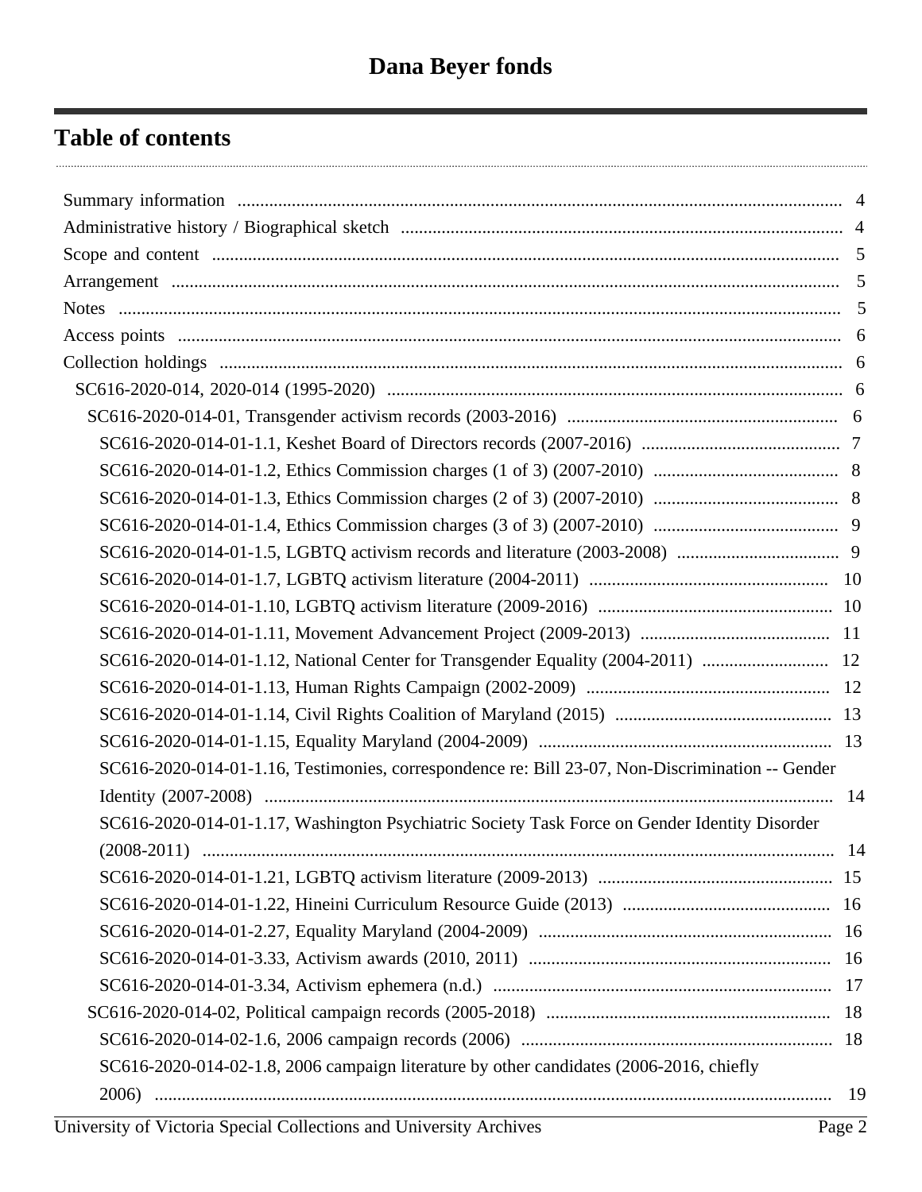# Dana Beyer fonds

## Table of contents

- Summary information ... 4
- Administrative history / Biographical sketch ... 4
- Scope and content ... 5
- Arrangement ... 5
- Notes ... 5
- Access points ... 6
- Collection holdings ... 6
  - SC616-2020-014, 2020-014 (1995-2020) ... 6
    - SC616-2020-014-01, Transgender activism records (2003-2016) ... 6
      - SC616-2020-014-01-1.1, Keshet Board of Directors records (2007-2016) ... 7
      - SC616-2020-014-01-1.2, Ethics Commission charges (1 of 3) (2007-2010) ... 8
      - SC616-2020-014-01-1.3, Ethics Commission charges (2 of 3) (2007-2010) ... 8
      - SC616-2020-014-01-1.4, Ethics Commission charges (3 of 3) (2007-2010) ... 9
      - SC616-2020-014-01-1.5, LGBTQ activism records and literature (2003-2008) ... 9
      - SC616-2020-014-01-1.7, LGBTQ activism literature (2004-2011) ... 10
      - SC616-2020-014-01-1.10, LGBTQ activism literature (2009-2016) ... 10
      - SC616-2020-014-01-1.11, Movement Advancement Project (2009-2013) ... 11
      - SC616-2020-014-01-1.12, National Center for Transgender Equality (2004-2011) ... 12
      - SC616-2020-014-01-1.13, Human Rights Campaign (2002-2009) ... 12
      - SC616-2020-014-01-1.14, Civil Rights Coalition of Maryland (2015) ... 13
      - SC616-2020-014-01-1.15, Equality Maryland (2004-2009) ... 13
      - SC616-2020-014-01-1.16, Testimonies, correspondence re: Bill 23-07, Non-Discrimination -- Gender Identity (2007-2008) ... 14
      - SC616-2020-014-01-1.17, Washington Psychiatric Society Task Force on Gender Identity Disorder (2008-2011) ... 14
      - SC616-2020-014-01-1.21, LGBTQ activism literature (2009-2013) ... 15
      - SC616-2020-014-01-1.22, Hineini Curriculum Resource Guide (2013) ... 16
      - SC616-2020-014-01-2.27, Equality Maryland (2004-2009) ... 16
      - SC616-2020-014-01-3.33, Activism awards (2010, 2011) ... 16
      - SC616-2020-014-01-3.34, Activism ephemera (n.d.) ... 17
    - SC616-2020-014-02, Political campaign records (2005-2018) ... 18
      - SC616-2020-014-02-1.6, 2006 campaign records (2006) ... 18
      - SC616-2020-014-02-1.8, 2006 campaign literature by other candidates (2006-2016, chiefly 2006) ... 19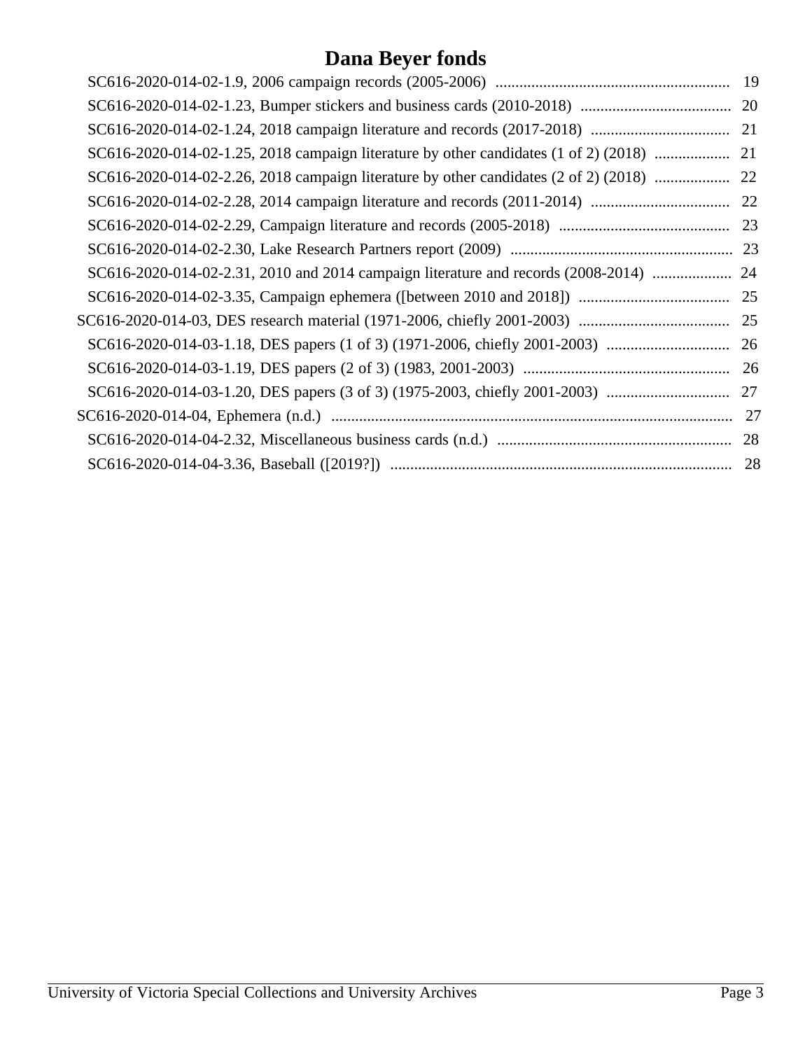# Dana Beyer fonds

- SC616-2020-014-02-1.9, 2006 campaign records (2005-2006) .......... 19
- SC616-2020-014-02-1.23, Bumper stickers and business cards (2010-2018) .......... 20
- SC616-2020-014-02-1.24, 2018 campaign literature and records (2017-2018) .......... 21
- SC616-2020-014-02-1.25, 2018 campaign literature by other candidates (1 of 2) (2018) .......... 21
- SC616-2020-014-02-2.26, 2018 campaign literature by other candidates (2 of 2) (2018) .......... 22
- SC616-2020-014-02-2.28, 2014 campaign literature and records (2011-2014) .......... 22
- SC616-2020-014-02-2.29, Campaign literature and records (2005-2018) .......... 23
- SC616-2020-014-02-2.30, Lake Research Partners report (2009) .......... 23
- SC616-2020-014-02-2.31, 2010 and 2014 campaign literature and records (2008-2014) .......... 24
- SC616-2020-014-02-3.35, Campaign ephemera ([between 2010 and 2018]) .......... 25

SC616-2020-014-03, DES research material (1971-2006, chiefly 2001-2003) .......... 25

- SC616-2020-014-03-1.18, DES papers (1 of 3) (1971-2006, chiefly 2001-2003) .......... 26
- SC616-2020-014-03-1.19, DES papers (2 of 3) (1983, 2001-2003) .......... 26
- SC616-2020-014-03-1.20, DES papers (3 of 3) (1975-2003, chiefly 2001-2003) .......... 27

SC616-2020-014-04, Ephemera (n.d.) .......... 27

- SC616-2020-014-04-2.32, Miscellaneous business cards (n.d.) .......... 28
- SC616-2020-014-04-3.36, Baseball ([2019?]) .......... 28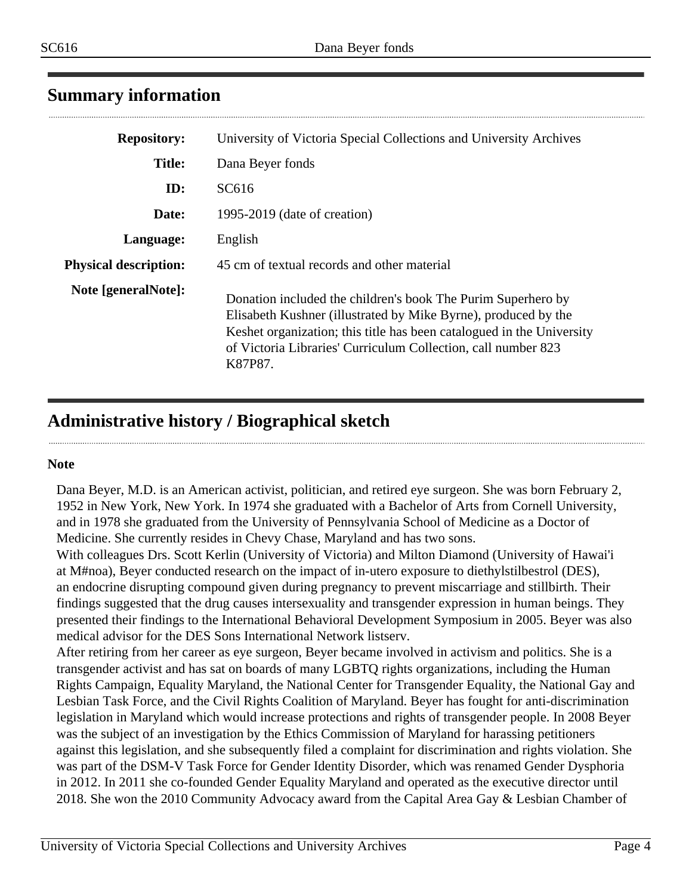## Summary information

| | |
|---|---|
| **Repository:** | University of Victoria Special Collections and University Archives |
| **Title:** | Dana Beyer fonds |
| **ID:** | SC616 |
| **Date:** | 1995-2019 (date of creation) |
| **Language:** | English |
| **Physical description:** | 45 cm of textual records and other material |
| **Note [generalNote]:** | Donation included the children's book The Purim Superhero by Elisabeth Kushner (illustrated by Mike Byrne), produced by the Keshet organization; this title has been catalogued in the University of Victoria Libraries' Curriculum Collection, call number 823 K87P87. |

## Administrative history / Biographical sketch

**Note**

Dana Beyer, M.D. is an American activist, politician, and retired eye surgeon. She was born February 2, 1952 in New York, New York. In 1974 she graduated with a Bachelor of Arts from Cornell University, and in 1978 she graduated from the University of Pennsylvania School of Medicine as a Doctor of Medicine. She currently resides in Chevy Chase, Maryland and has two sons.
With colleagues Drs. Scott Kerlin (University of Victoria) and Milton Diamond (University of Hawai'i at M#noa), Beyer conducted research on the impact of in-utero exposure to diethylstilbestrol (DES), an endocrine disrupting compound given during pregnancy to prevent miscarriage and stillbirth. Their findings suggested that the drug causes intersexuality and transgender expression in human beings. They presented their findings to the International Behavioral Development Symposium in 2005. Beyer was also medical advisor for the DES Sons International Network listserv.
After retiring from her career as eye surgeon, Beyer became involved in activism and politics. She is a transgender activist and has sat on boards of many LGBTQ rights organizations, including the Human Rights Campaign, Equality Maryland, the National Center for Transgender Equality, the National Gay and Lesbian Task Force, and the Civil Rights Coalition of Maryland. Beyer has fought for anti-discrimination legislation in Maryland which would increase protections and rights of transgender people. In 2008 Beyer was the subject of an investigation by the Ethics Commission of Maryland for harassing petitioners against this legislation, and she subsequently filed a complaint for discrimination and rights violation. She was part of the DSM-V Task Force for Gender Identity Disorder, which was renamed Gender Dysphoria in 2012. In 2011 she co-founded Gender Equality Maryland and operated as the executive director until 2018. She won the 2010 Community Advocacy award from the Capital Area Gay & Lesbian Chamber of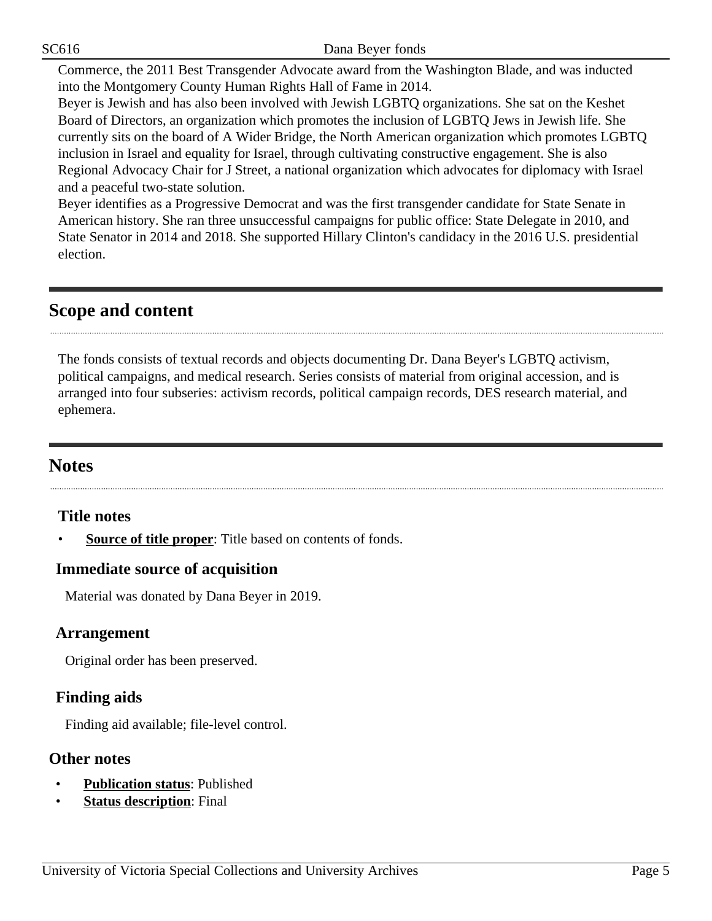Commerce, the 2011 Best Transgender Advocate award from the Washington Blade, and was inducted into the Montgomery County Human Rights Hall of Fame in 2014.

Beyer is Jewish and has also been involved with Jewish LGBTQ organizations. She sat on the Keshet Board of Directors, an organization which promotes the inclusion of LGBTQ Jews in Jewish life. She currently sits on the board of A Wider Bridge, the North American organization which promotes LGBTQ inclusion in Israel and equality for Israel, through cultivating constructive engagement. She is also Regional Advocacy Chair for J Street, a national organization which advocates for diplomacy with Israel and a peaceful two-state solution.

Beyer identifies as a Progressive Democrat and was the first transgender candidate for State Senate in American history. She ran three unsuccessful campaigns for public office: State Delegate in 2010, and State Senator in 2014 and 2018. She supported Hillary Clinton's candidacy in the 2016 U.S. presidential election.

## Scope and content

The fonds consists of textual records and objects documenting Dr. Dana Beyer's LGBTQ activism, political campaigns, and medical research. Series consists of material from original accession, and is arranged into four subseries: activism records, political campaign records, DES research material, and ephemera.

## Notes

### Title notes

- **Source of title proper**: Title based on contents of fonds.

### Immediate source of acquisition

Material was donated by Dana Beyer in 2019.

### Arrangement

Original order has been preserved.

### Finding aids

Finding aid available; file-level control.

### Other notes

- **Publication status**: Published
- **Status description**: Final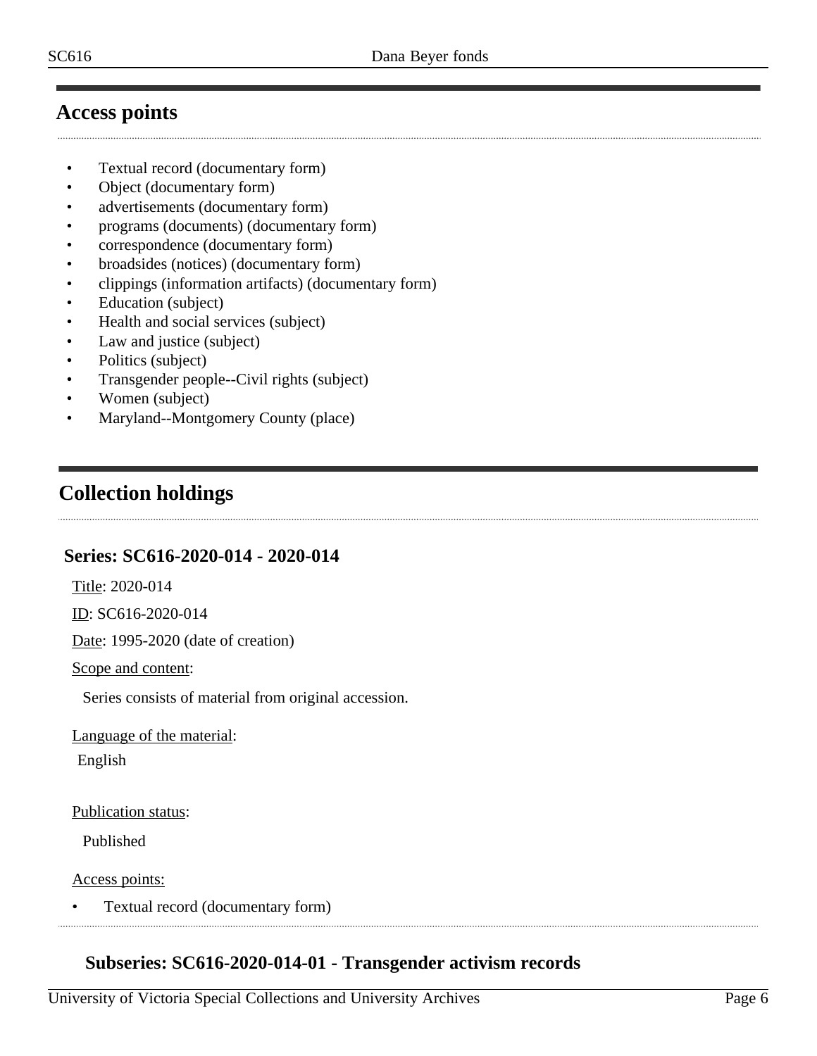## Access points

- Textual record (documentary form)
- Object (documentary form)
- advertisements (documentary form)
- programs (documents) (documentary form)
- correspondence (documentary form)
- broadsides (notices) (documentary form)
- clippings (information artifacts) (documentary form)
- Education (subject)
- Health and social services (subject)
- Law and justice (subject)
- Politics (subject)
- Transgender people--Civil rights (subject)
- Women (subject)
- Maryland--Montgomery County (place)

## Collection holdings

### Series: SC616-2020-014 - 2020-014

Title: 2020-014

ID: SC616-2020-014

Date: 1995-2020 (date of creation)

Scope and content:

Series consists of material from original accession.

Language of the material:

English

Publication status:

Published

Access points:

- Textual record (documentary form)

#### Subseries: SC616-2020-014-01 - Transgender activism records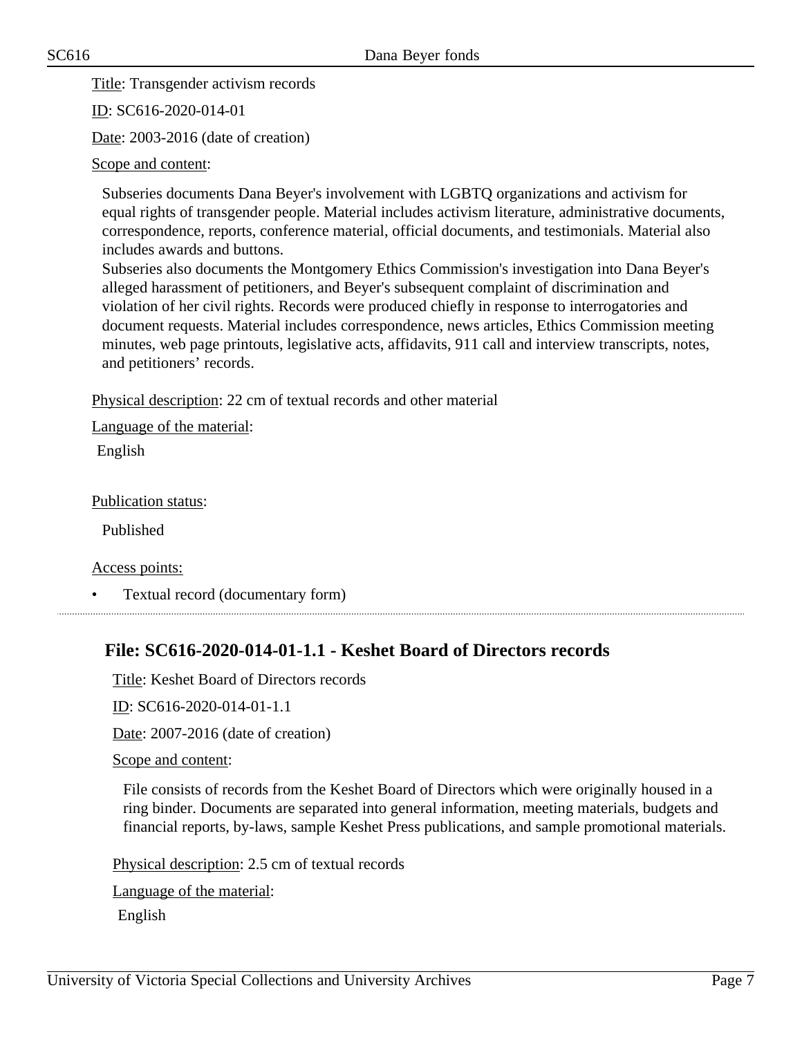Title: Transgender activism records

ID: SC616-2020-014-01

Date: 2003-2016 (date of creation)

Scope and content:

Subseries documents Dana Beyer's involvement with LGBTQ organizations and activism for equal rights of transgender people. Material includes activism literature, administrative documents, correspondence, reports, conference material, official documents, and testimonials. Material also includes awards and buttons.
Subseries also documents the Montgomery Ethics Commission's investigation into Dana Beyer's alleged harassment of petitioners, and Beyer's subsequent complaint of discrimination and violation of her civil rights. Records were produced chiefly in response to interrogatories and document requests. Material includes correspondence, news articles, Ethics Commission meeting minutes, web page printouts, legislative acts, affidavits, 911 call and interview transcripts, notes, and petitioners' records.

Physical description: 22 cm of textual records and other material

Language of the material:

English

Publication status:

Published

Access points:

- Textual record (documentary form)

## File: SC616-2020-014-01-1.1 - Keshet Board of Directors records

Title: Keshet Board of Directors records

ID: SC616-2020-014-01-1.1

Date: 2007-2016 (date of creation)

Scope and content:

File consists of records from the Keshet Board of Directors which were originally housed in a ring binder. Documents are separated into general information, meeting materials, budgets and financial reports, by-laws, sample Keshet Press publications, and sample promotional materials.

Physical description: 2.5 cm of textual records

Language of the material:

English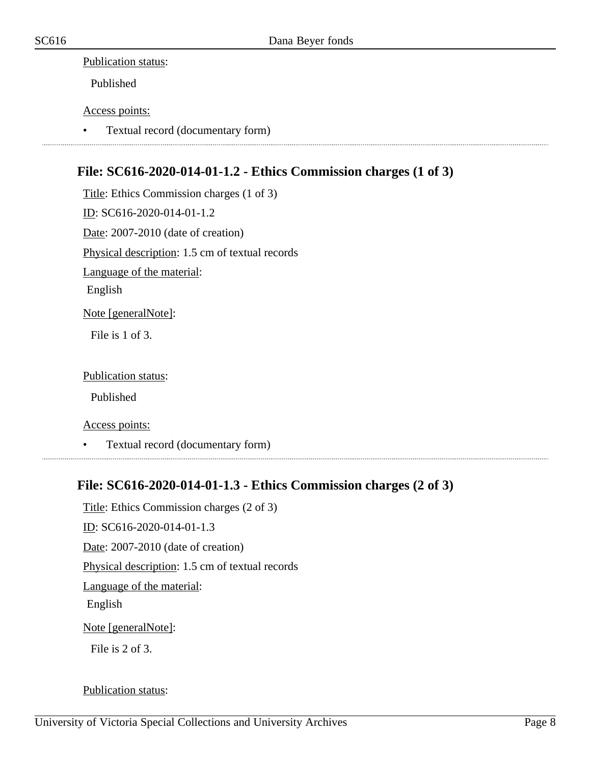Publication status:

Published

Access points:

- Textual record (documentary form)

## File: SC616-2020-014-01-1.2 - Ethics Commission charges (1 of 3)

Title: Ethics Commission charges (1 of 3)

ID: SC616-2020-014-01-1.2

Date: 2007-2010 (date of creation)

Physical description: 1.5 cm of textual records

Language of the material:

English

Note [generalNote]:

File is 1 of 3.

Publication status:

Published

Access points:

- Textual record (documentary form)

## File: SC616-2020-014-01-1.3 - Ethics Commission charges (2 of 3)

Title: Ethics Commission charges (2 of 3)

ID: SC616-2020-014-01-1.3

Date: 2007-2010 (date of creation)

Physical description: 1.5 cm of textual records

Language of the material:

English

Note [generalNote]:

File is 2 of 3.

Publication status: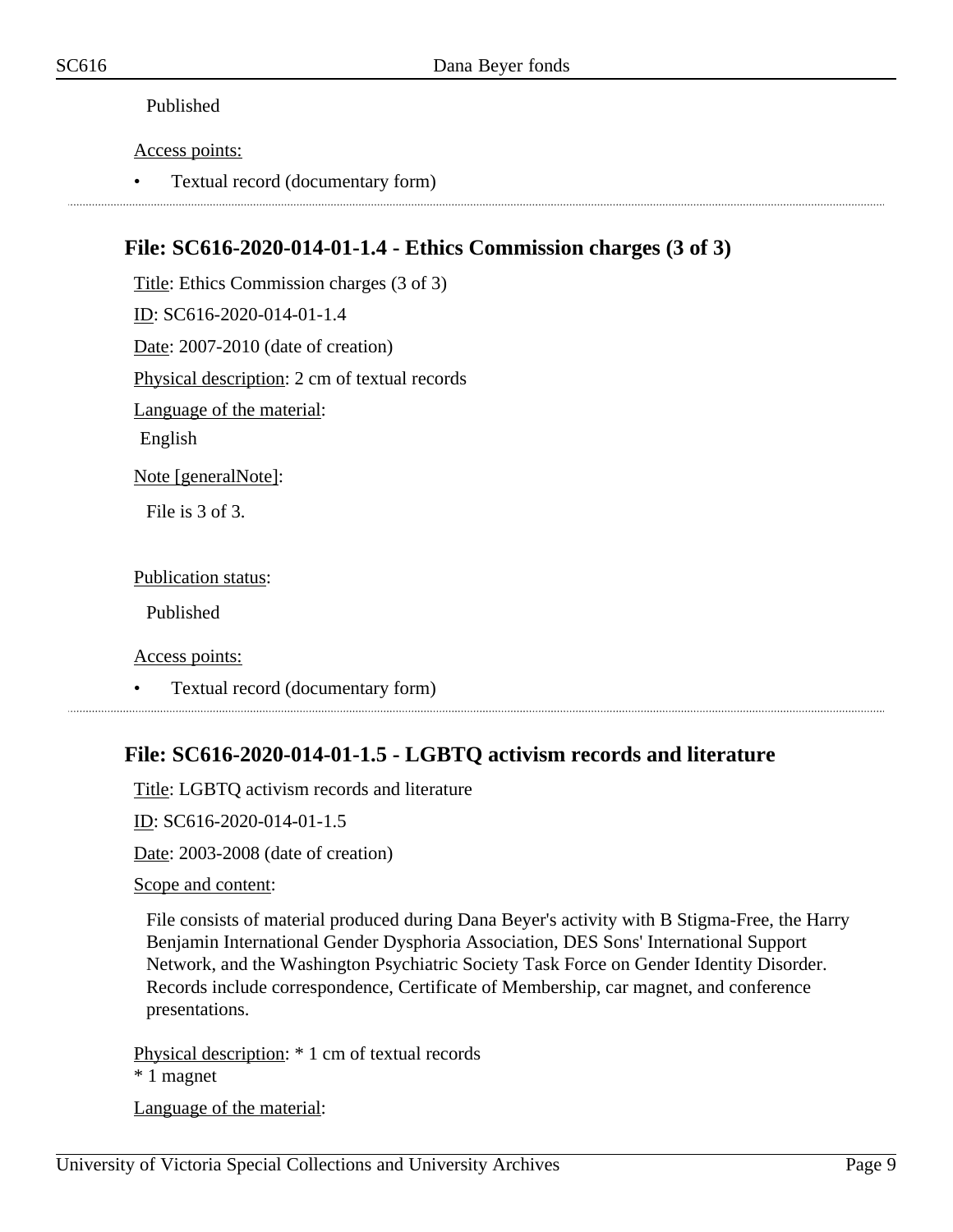Published

Access points:

- Textual record (documentary form)

## File: SC616-2020-014-01-1.4 - Ethics Commission charges (3 of 3)

Title: Ethics Commission charges (3 of 3)

ID: SC616-2020-014-01-1.4

Date: 2007-2010 (date of creation)

Physical description: 2 cm of textual records

Language of the material:

English

Note [generalNote]:

File is 3 of 3.

Publication status:

Published

Access points:

- Textual record (documentary form)

## File: SC616-2020-014-01-1.5 - LGBTQ activism records and literature

Title: LGBTQ activism records and literature

ID: SC616-2020-014-01-1.5

Date: 2003-2008 (date of creation)

Scope and content:

File consists of material produced during Dana Beyer's activity with B Stigma-Free, the Harry Benjamin International Gender Dysphoria Association, DES Sons' International Support Network, and the Washington Psychiatric Society Task Force on Gender Identity Disorder. Records include correspondence, Certificate of Membership, car magnet, and conference presentations.

Physical description: * 1 cm of textual records
* 1 magnet

Language of the material: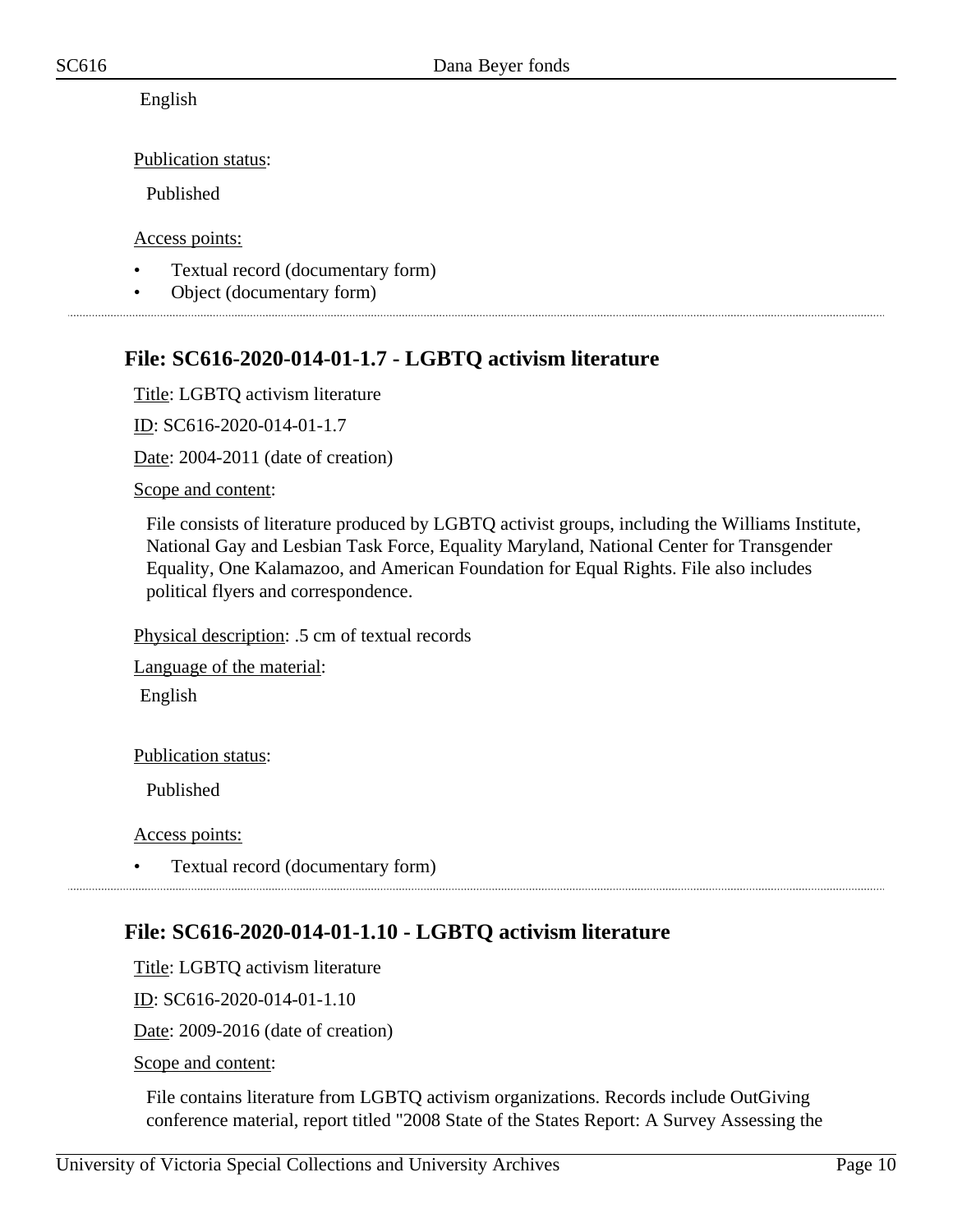English

Publication status:

Published

Access points:

- Textual record (documentary form)
- Object (documentary form)

---

## File: SC616-2020-014-01-1.7 - LGBTQ activism literature

Title: LGBTQ activism literature

ID: SC616-2020-014-01-1.7

Date: 2004-2011 (date of creation)

Scope and content:

File consists of literature produced by LGBTQ activist groups, including the Williams Institute, National Gay and Lesbian Task Force, Equality Maryland, National Center for Transgender Equality, One Kalamazoo, and American Foundation for Equal Rights. File also includes political flyers and correspondence.

Physical description: .5 cm of textual records

Language of the material:

English

Publication status:

Published

Access points:

- Textual record (documentary form)

---

## File: SC616-2020-014-01-1.10 - LGBTQ activism literature

Title: LGBTQ activism literature

ID: SC616-2020-014-01-1.10

Date: 2009-2016 (date of creation)

Scope and content:

File contains literature from LGBTQ activism organizations. Records include OutGiving conference material, report titled "2008 State of the States Report: A Survey Assessing the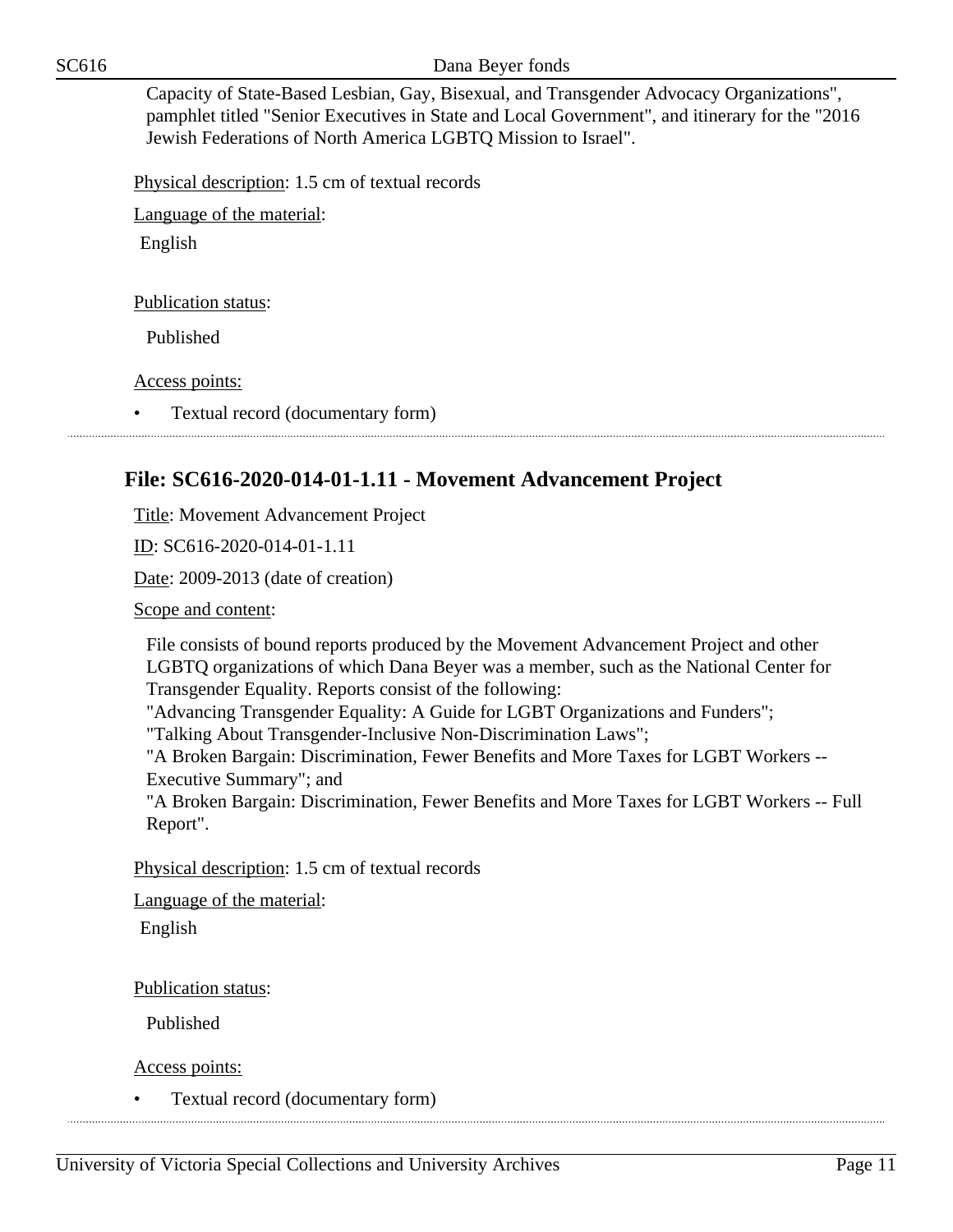Capacity of State-Based Lesbian, Gay, Bisexual, and Transgender Advocacy Organizations", pamphlet titled "Senior Executives in State and Local Government", and itinerary for the "2016 Jewish Federations of North America LGBTQ Mission to Israel".

Physical description: 1.5 cm of textual records

Language of the material:

English

Publication status:

Published

Access points:

- Textual record (documentary form)

## File: SC616-2020-014-01-1.11 - Movement Advancement Project

Title: Movement Advancement Project

ID: SC616-2020-014-01-1.11

Date: 2009-2013 (date of creation)

Scope and content:

File consists of bound reports produced by the Movement Advancement Project and other LGBTQ organizations of which Dana Beyer was a member, such as the National Center for Transgender Equality. Reports consist of the following:
"Advancing Transgender Equality: A Guide for LGBT Organizations and Funders";
"Talking About Transgender-Inclusive Non-Discrimination Laws";
"A Broken Bargain: Discrimination, Fewer Benefits and More Taxes for LGBT Workers -- Executive Summary"; and
"A Broken Bargain: Discrimination, Fewer Benefits and More Taxes for LGBT Workers -- Full Report".

Physical description: 1.5 cm of textual records

Language of the material:

English

Publication status:

Published

Access points:

- Textual record (documentary form)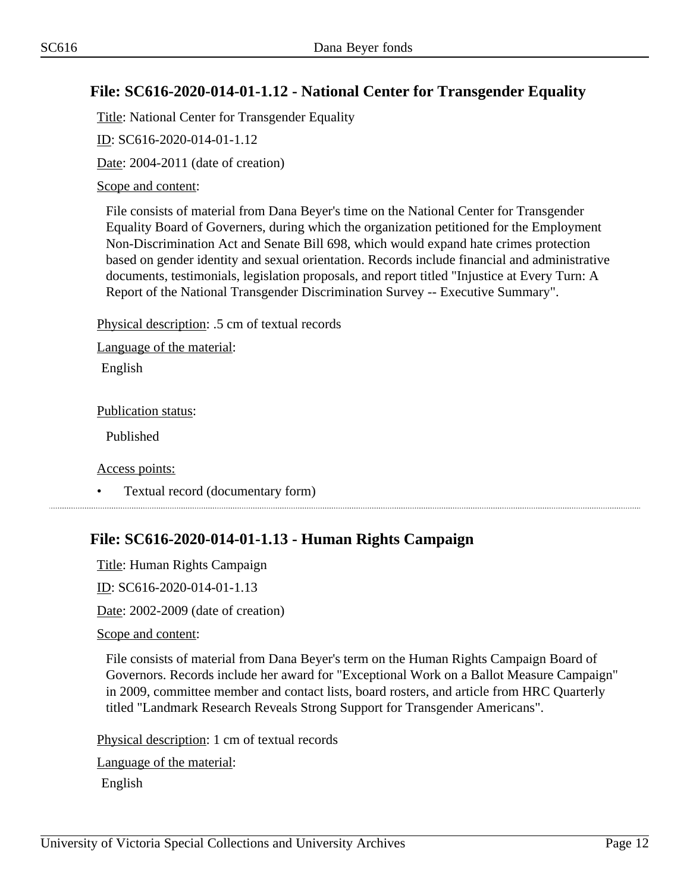## File: SC616-2020-014-01-1.12 - National Center for Transgender Equality

Title: National Center for Transgender Equality

ID: SC616-2020-014-01-1.12

Date: 2004-2011 (date of creation)

Scope and content:

File consists of material from Dana Beyer's time on the National Center for Transgender Equality Board of Governers, during which the organization petitioned for the Employment Non-Discrimination Act and Senate Bill 698, which would expand hate crimes protection based on gender identity and sexual orientation. Records include financial and administrative documents, testimonials, legislation proposals, and report titled "Injustice at Every Turn: A Report of the National Transgender Discrimination Survey -- Executive Summary".

Physical description: .5 cm of textual records

Language of the material:

English

Publication status:

Published

Access points:

- Textual record (documentary form)

## File: SC616-2020-014-01-1.13 - Human Rights Campaign

Title: Human Rights Campaign

ID: SC616-2020-014-01-1.13

Date: 2002-2009 (date of creation)

Scope and content:

File consists of material from Dana Beyer's term on the Human Rights Campaign Board of Governors. Records include her award for "Exceptional Work on a Ballot Measure Campaign" in 2009, committee member and contact lists, board rosters, and article from HRC Quarterly titled "Landmark Research Reveals Strong Support for Transgender Americans".

Physical description: 1 cm of textual records

Language of the material:

English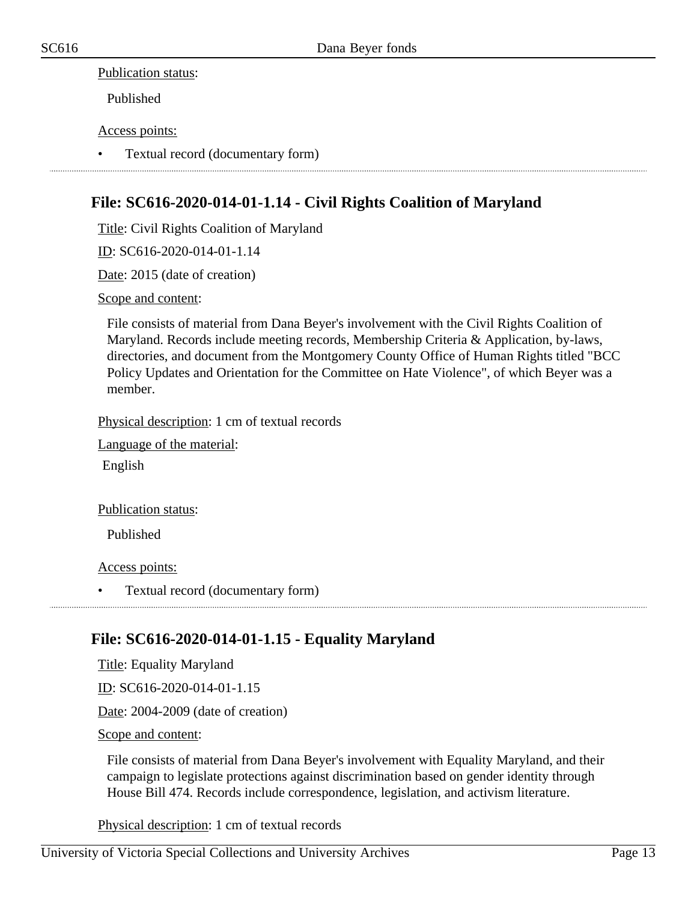Publication status:

Published

Access points:

- Textual record (documentary form)

---

## File: SC616-2020-014-01-1.14 - Civil Rights Coalition of Maryland

Title: Civil Rights Coalition of Maryland

ID: SC616-2020-014-01-1.14

Date: 2015 (date of creation)

Scope and content:

File consists of material from Dana Beyer's involvement with the Civil Rights Coalition of Maryland. Records include meeting records, Membership Criteria & Application, by-laws, directories, and document from the Montgomery County Office of Human Rights titled "BCC Policy Updates and Orientation for the Committee on Hate Violence", of which Beyer was a member.

Physical description: 1 cm of textual records

Language of the material:

English

Publication status:

Published

Access points:

- Textual record (documentary form)

---

## File: SC616-2020-014-01-1.15 - Equality Maryland

Title: Equality Maryland

ID: SC616-2020-014-01-1.15

Date: 2004-2009 (date of creation)

Scope and content:

File consists of material from Dana Beyer's involvement with Equality Maryland, and their campaign to legislate protections against discrimination based on gender identity through House Bill 474. Records include correspondence, legislation, and activism literature.

Physical description: 1 cm of textual records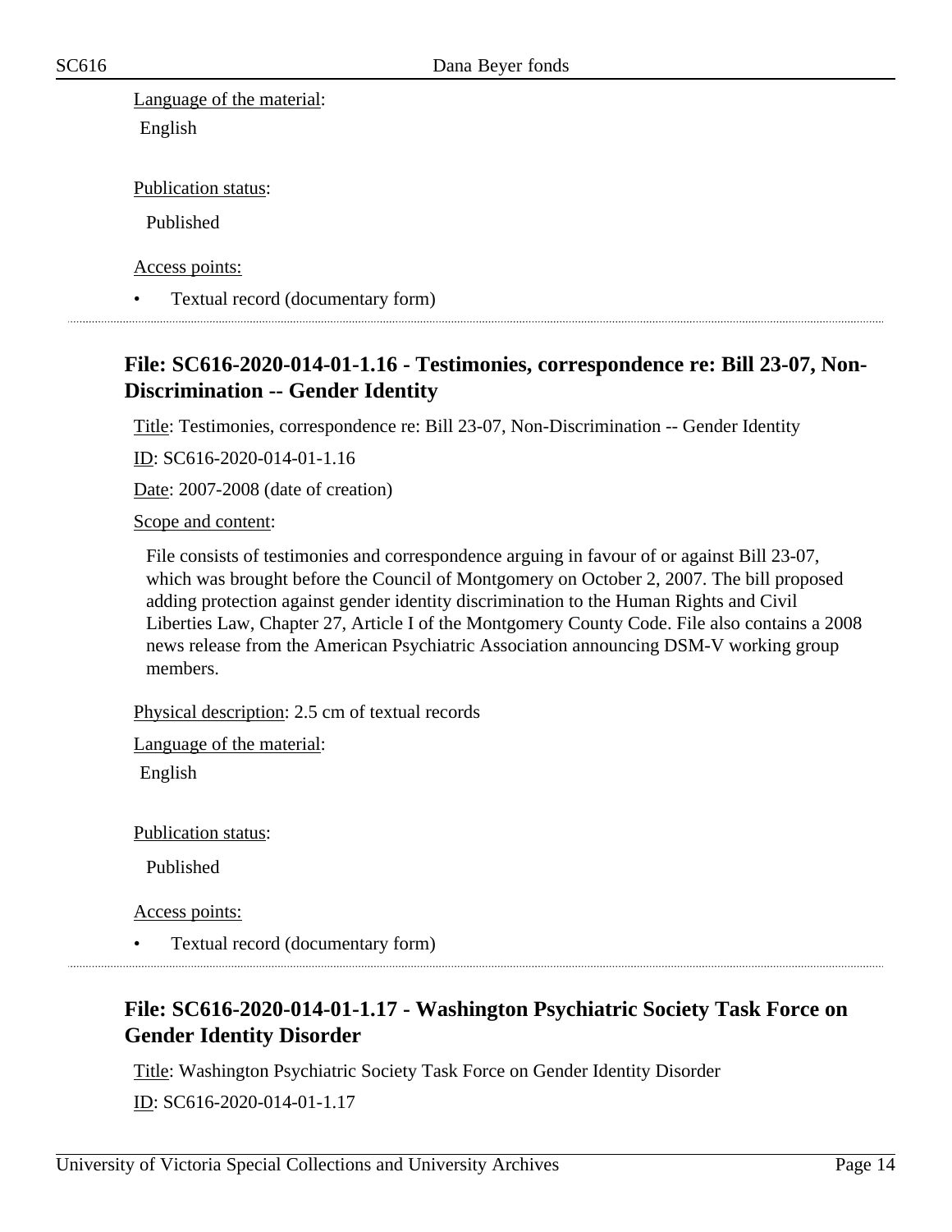Language of the material:

English

Publication status:

Published

Access points:

- Textual record (documentary form)

## File: SC616-2020-014-01-1.16 - Testimonies, correspondence re: Bill 23-07, Non-Discrimination -- Gender Identity

Title: Testimonies, correspondence re: Bill 23-07, Non-Discrimination -- Gender Identity

ID: SC616-2020-014-01-1.16

Date: 2007-2008 (date of creation)

Scope and content:

File consists of testimonies and correspondence arguing in favour of or against Bill 23-07, which was brought before the Council of Montgomery on October 2, 2007. The bill proposed adding protection against gender identity discrimination to the Human Rights and Civil Liberties Law, Chapter 27, Article I of the Montgomery County Code. File also contains a 2008 news release from the American Psychiatric Association announcing DSM-V working group members.

Physical description: 2.5 cm of textual records

Language of the material:

English

Publication status:

Published

Access points:

- Textual record (documentary form)

## File: SC616-2020-014-01-1.17 - Washington Psychiatric Society Task Force on Gender Identity Disorder

Title: Washington Psychiatric Society Task Force on Gender Identity Disorder

ID: SC616-2020-014-01-1.17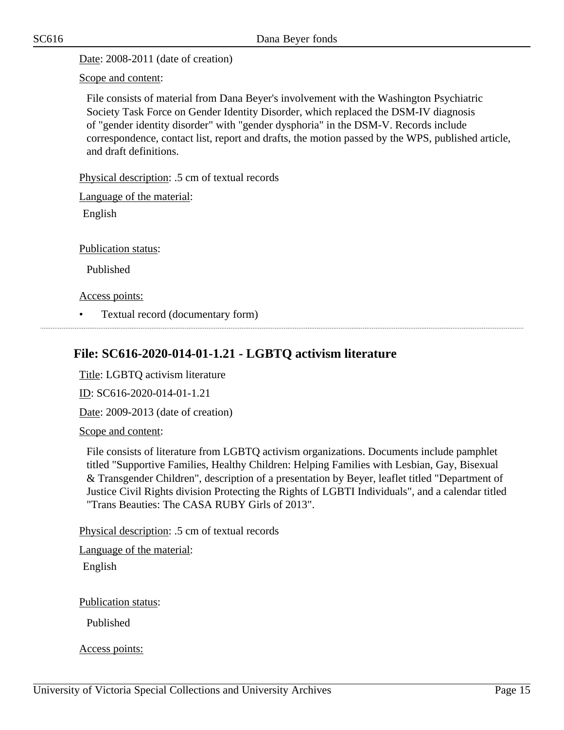Date: 2008-2011 (date of creation)

Scope and content:

File consists of material from Dana Beyer's involvement with the Washington Psychiatric Society Task Force on Gender Identity Disorder, which replaced the DSM-IV diagnosis of "gender identity disorder" with "gender dysphoria" in the DSM-V. Records include correspondence, contact list, report and drafts, the motion passed by the WPS, published article, and draft definitions.

Physical description: .5 cm of textual records

Language of the material:

English

Publication status:

Published

Access points:

- Textual record (documentary form)

---

## File: SC616-2020-014-01-1.21 - LGBTQ activism literature

Title: LGBTQ activism literature

ID: SC616-2020-014-01-1.21

Date: 2009-2013 (date of creation)

Scope and content:

File consists of literature from LGBTQ activism organizations. Documents include pamphlet titled "Supportive Families, Healthy Children: Helping Families with Lesbian, Gay, Bisexual & Transgender Children", description of a presentation by Beyer, leaflet titled "Department of Justice Civil Rights division Protecting the Rights of LGBTI Individuals", and a calendar titled "Trans Beauties: The CASA RUBY Girls of 2013".

Physical description: .5 cm of textual records

Language of the material:

English

Publication status:

Published

Access points: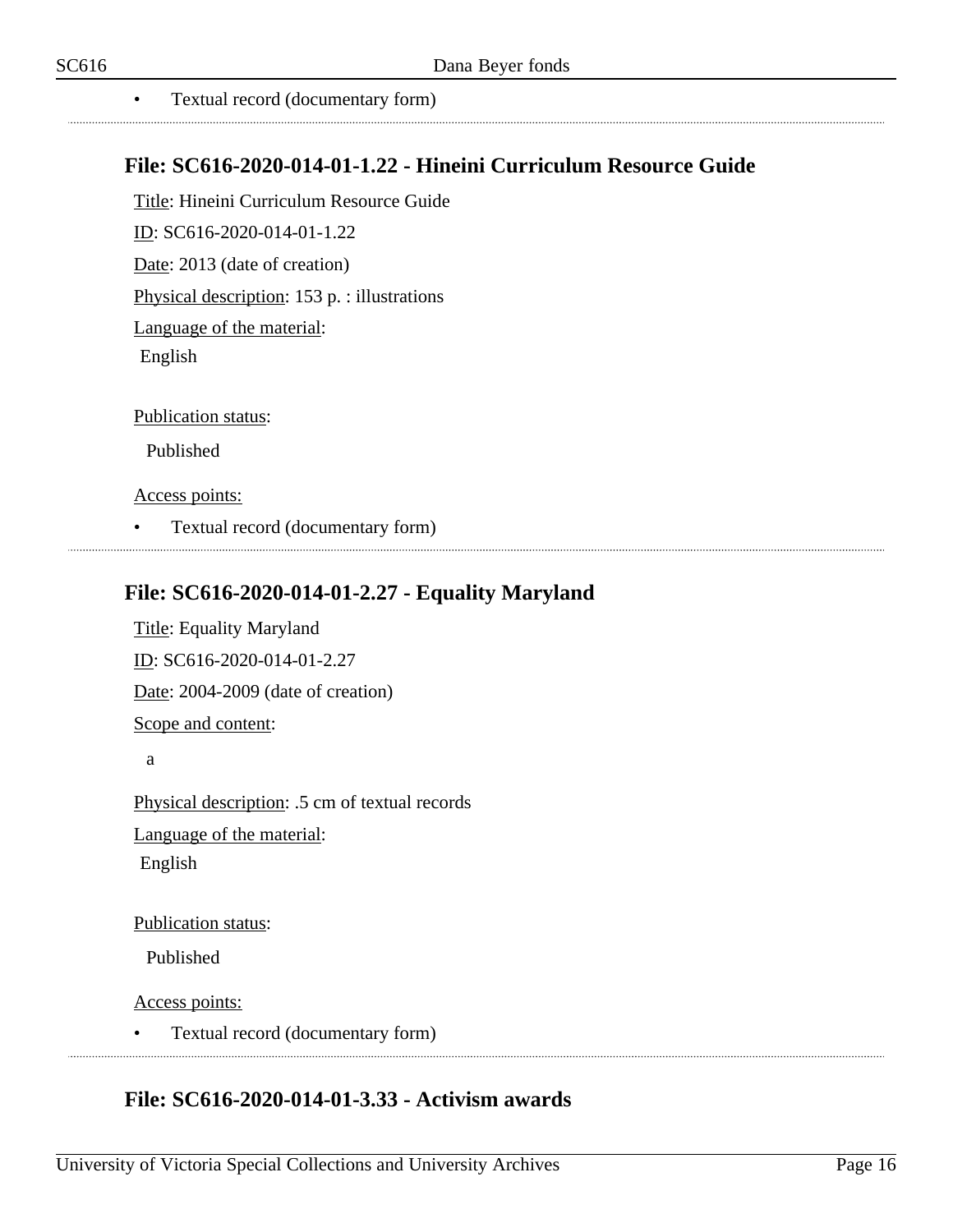- Textual record (documentary form)

---

## File: SC616-2020-014-01-1.22 - Hineini Curriculum Resource Guide

Title: Hineini Curriculum Resource Guide

ID: SC616-2020-014-01-1.22

Date: 2013 (date of creation)

Physical description: 153 p. : illustrations

Language of the material:

English

Publication status:

Published

Access points:

- Textual record (documentary form)

---

## File: SC616-2020-014-01-2.27 - Equality Maryland

Title: Equality Maryland

ID: SC616-2020-014-01-2.27

Date: 2004-2009 (date of creation)

Scope and content:

a

Physical description: .5 cm of textual records

Language of the material:

English

Publication status:

Published

Access points:

- Textual record (documentary form)

---

## File: SC616-2020-014-01-3.33 - Activism awards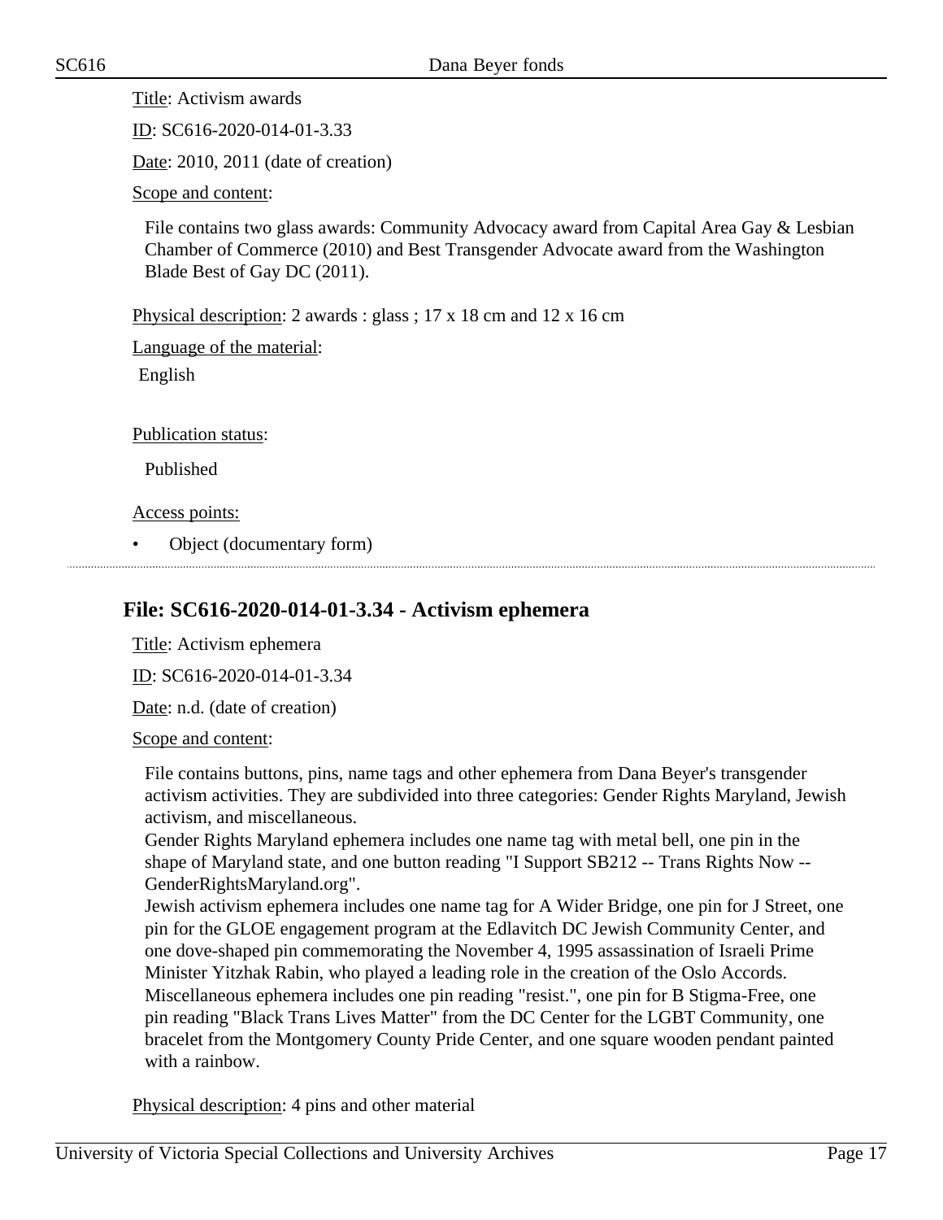Title: Activism awards

ID: SC616-2020-014-01-3.33

Date: 2010, 2011 (date of creation)

Scope and content:

File contains two glass awards: Community Advocacy award from Capital Area Gay & Lesbian Chamber of Commerce (2010) and Best Transgender Advocate award from the Washington Blade Best of Gay DC (2011).

Physical description: 2 awards : glass ; 17 x 18 cm and 12 x 16 cm

Language of the material:

English

Publication status:

Published

Access points:

- Object (documentary form)

---

## File: SC616-2020-014-01-3.34 - Activism ephemera

Title: Activism ephemera

ID: SC616-2020-014-01-3.34

Date: n.d. (date of creation)

Scope and content:

File contains buttons, pins, name tags and other ephemera from Dana Beyer's transgender activism activities. They are subdivided into three categories: Gender Rights Maryland, Jewish activism, and miscellaneous.
Gender Rights Maryland ephemera includes one name tag with metal bell, one pin in the shape of Maryland state, and one button reading "I Support SB212 -- Trans Rights Now -- GenderRightsMaryland.org".
Jewish activism ephemera includes one name tag for A Wider Bridge, one pin for J Street, one pin for the GLOE engagement program at the Edlavitch DC Jewish Community Center, and one dove-shaped pin commemorating the November 4, 1995 assassination of Israeli Prime Minister Yitzhak Rabin, who played a leading role in the creation of the Oslo Accords.
Miscellaneous ephemera includes one pin reading "resist.", one pin for B Stigma-Free, one pin reading "Black Trans Lives Matter" from the DC Center for the LGBT Community, one bracelet from the Montgomery County Pride Center, and one square wooden pendant painted with a rainbow.

Physical description: 4 pins and other material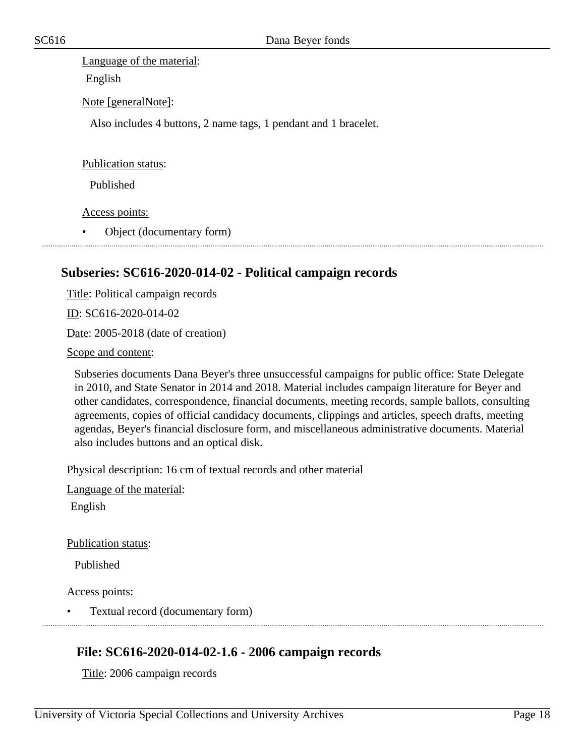Language of the material:

English

Note [generalNote]:

Also includes 4 buttons, 2 name tags, 1 pendant and 1 bracelet.

Publication status:

Published

Access points:

- Object (documentary form)

## Subseries: SC616-2020-014-02 - Political campaign records

Title: Political campaign records

ID: SC616-2020-014-02

Date: 2005-2018 (date of creation)

Scope and content:

Subseries documents Dana Beyer's three unsuccessful campaigns for public office: State Delegate in 2010, and State Senator in 2014 and 2018. Material includes campaign literature for Beyer and other candidates, correspondence, financial documents, meeting records, sample ballots, consulting agreements, copies of official candidacy documents, clippings and articles, speech drafts, meeting agendas, Beyer's financial disclosure form, and miscellaneous administrative documents. Material also includes buttons and an optical disk.

Physical description: 16 cm of textual records and other material

Language of the material:

English

Publication status:

Published

Access points:

- Textual record (documentary form)

### File: SC616-2020-014-02-1.6 - 2006 campaign records

Title: 2006 campaign records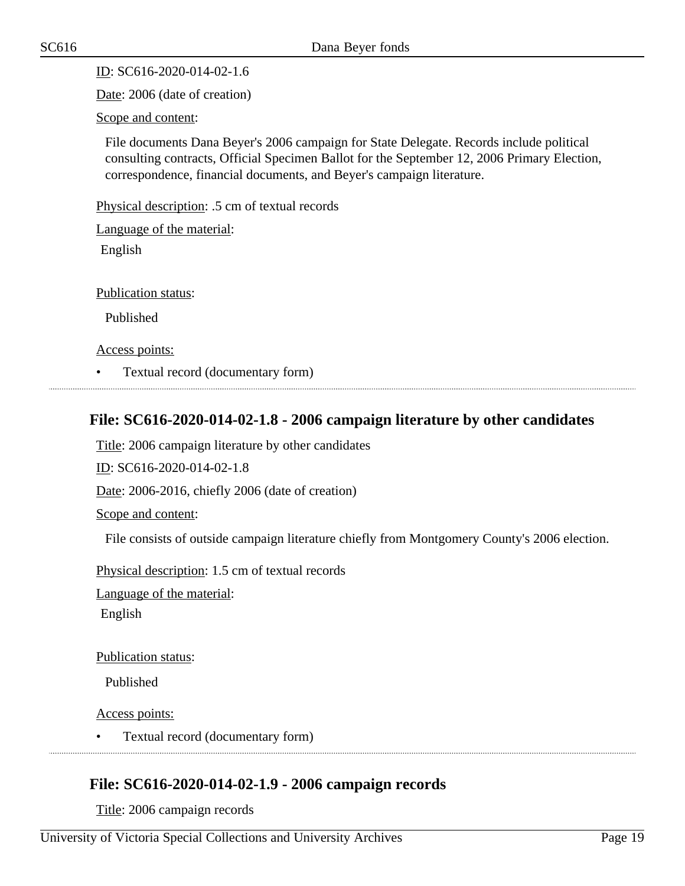ID: SC616-2020-014-02-1.6

Date: 2006 (date of creation)

Scope and content:

File documents Dana Beyer's 2006 campaign for State Delegate. Records include political consulting contracts, Official Specimen Ballot for the September 12, 2006 Primary Election, correspondence, financial documents, and Beyer's campaign literature.

Physical description: .5 cm of textual records

Language of the material:

English

Publication status:

Published

Access points:

- Textual record (documentary form)

---

## File: SC616-2020-014-02-1.8 - 2006 campaign literature by other candidates

Title: 2006 campaign literature by other candidates

ID: SC616-2020-014-02-1.8

Date: 2006-2016, chiefly 2006 (date of creation)

Scope and content:

File consists of outside campaign literature chiefly from Montgomery County's 2006 election.

Physical description: 1.5 cm of textual records

Language of the material:

English

Publication status:

Published

Access points:

- Textual record (documentary form)

---

## File: SC616-2020-014-02-1.9 - 2006 campaign records

Title: 2006 campaign records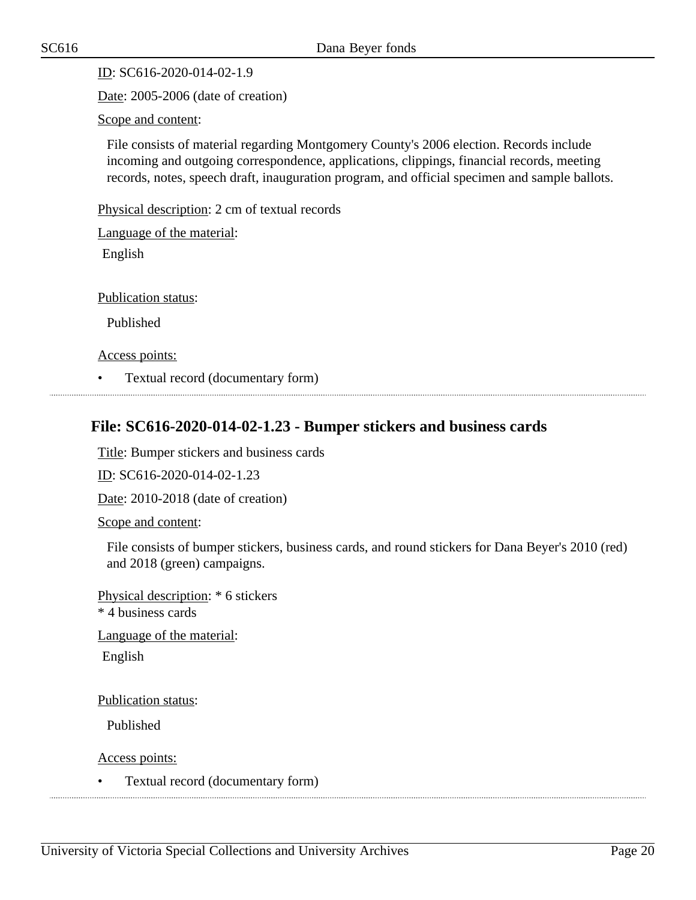ID: SC616-2020-014-02-1.9

Date: 2005-2006 (date of creation)

Scope and content:

File consists of material regarding Montgomery County's 2006 election. Records include incoming and outgoing correspondence, applications, clippings, financial records, meeting records, notes, speech draft, inauguration program, and official specimen and sample ballots.

Physical description: 2 cm of textual records

Language of the material:

English

Publication status:

Published

Access points:

- Textual record (documentary form)

## File: SC616-2020-014-02-1.23 - Bumper stickers and business cards

Title: Bumper stickers and business cards

ID: SC616-2020-014-02-1.23

Date: 2010-2018 (date of creation)

Scope and content:

File consists of bumper stickers, business cards, and round stickers for Dana Beyer's 2010 (red) and 2018 (green) campaigns.

Physical description: * 6 stickers
* 4 business cards

Language of the material:

English

Publication status:

Published

Access points:

- Textual record (documentary form)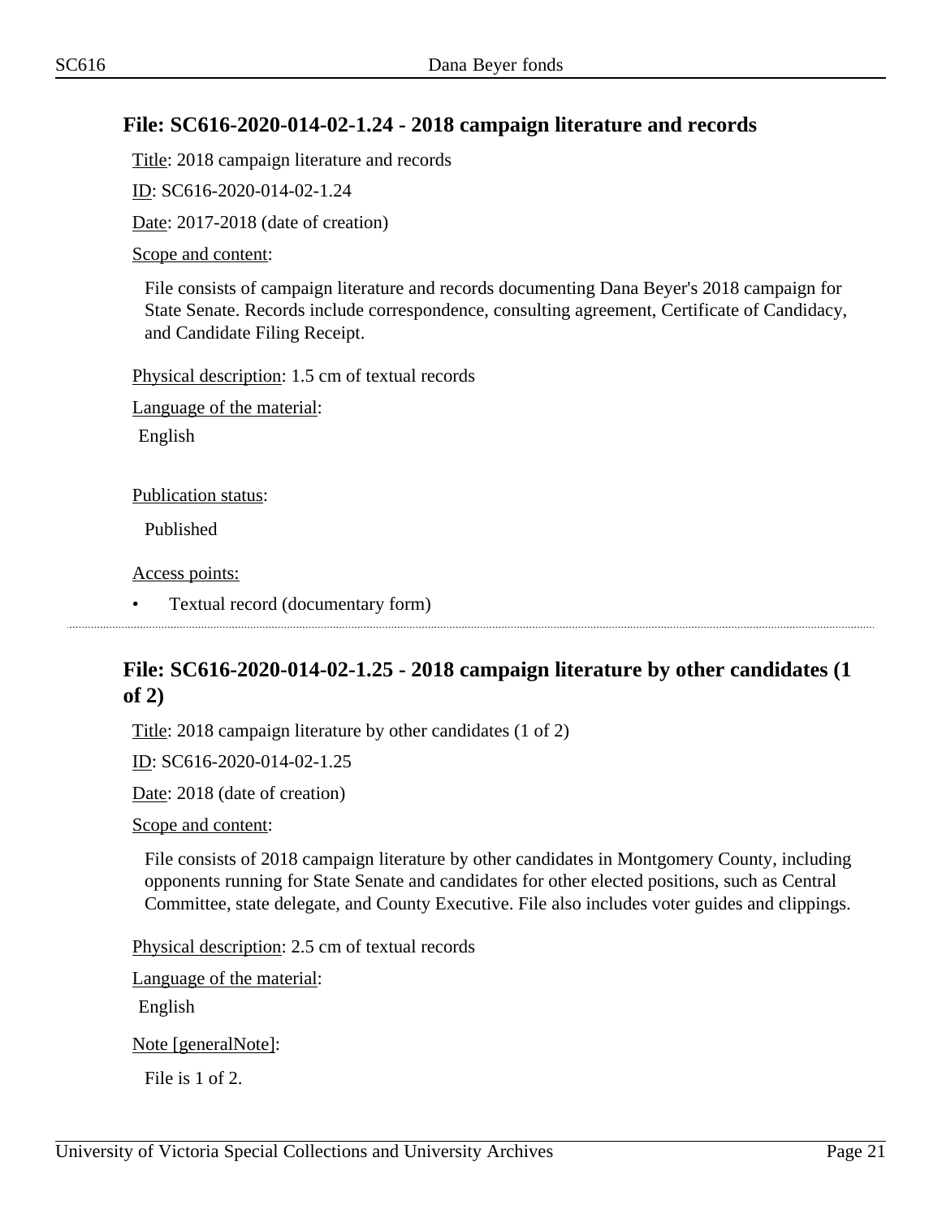### File: SC616-2020-014-02-1.24 - 2018 campaign literature and records

Title: 2018 campaign literature and records

ID: SC616-2020-014-02-1.24

Date: 2017-2018 (date of creation)

Scope and content:

File consists of campaign literature and records documenting Dana Beyer's 2018 campaign for State Senate. Records include correspondence, consulting agreement, Certificate of Candidacy, and Candidate Filing Receipt.

Physical description: 1.5 cm of textual records

Language of the material:

English

Publication status:

Published

Access points:

- Textual record (documentary form)

---

### File: SC616-2020-014-02-1.25 - 2018 campaign literature by other candidates (1 of 2)

Title: 2018 campaign literature by other candidates (1 of 2)

ID: SC616-2020-014-02-1.25

Date: 2018 (date of creation)

Scope and content:

File consists of 2018 campaign literature by other candidates in Montgomery County, including opponents running for State Senate and candidates for other elected positions, such as Central Committee, state delegate, and County Executive. File also includes voter guides and clippings.

Physical description: 2.5 cm of textual records

Language of the material:

English

Note [generalNote]:

File is 1 of 2.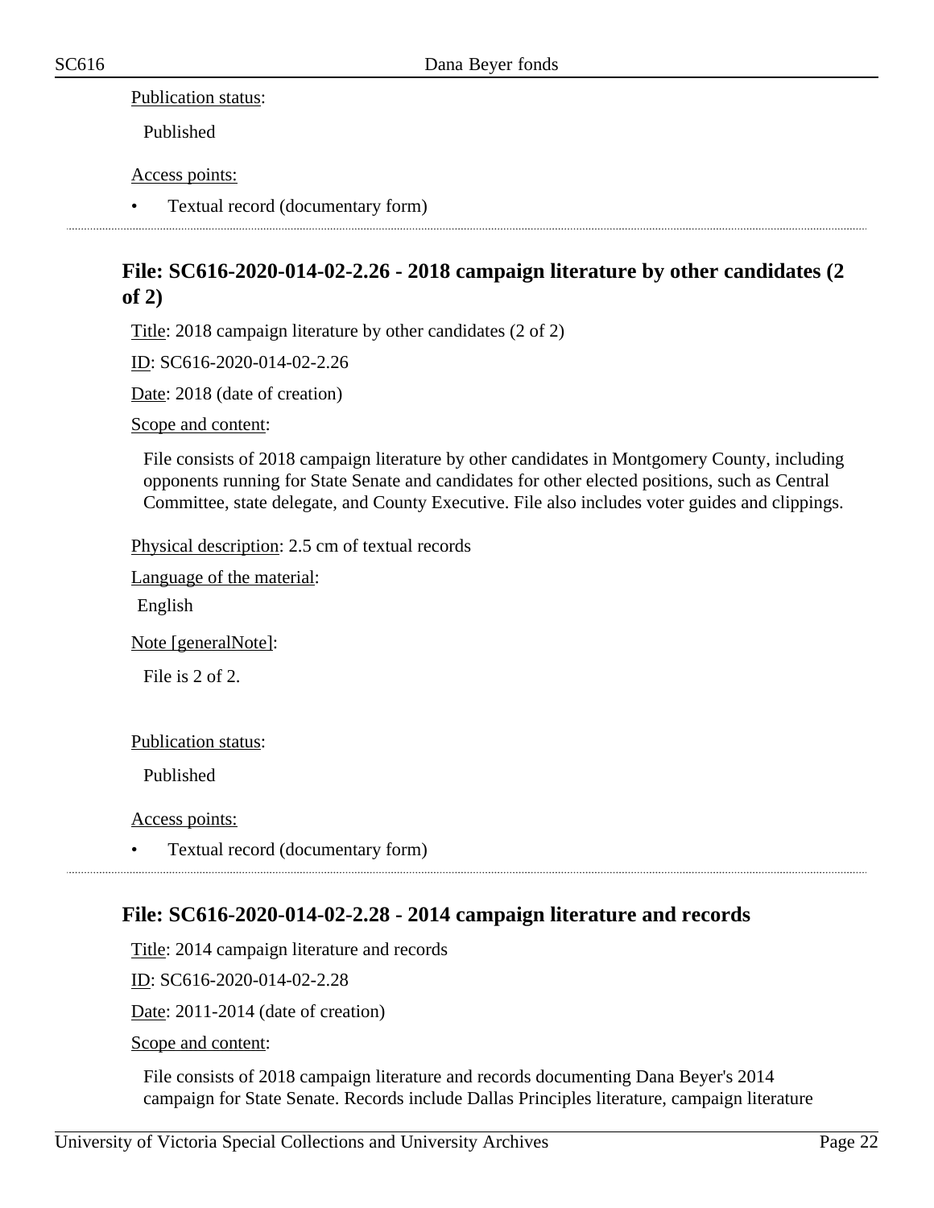Publication status:

Published

Access points:

- Textual record (documentary form)

## File: SC616-2020-014-02-2.26 - 2018 campaign literature by other candidates (2 of 2)

Title: 2018 campaign literature by other candidates (2 of 2)

ID: SC616-2020-014-02-2.26

Date: 2018 (date of creation)

Scope and content:

File consists of 2018 campaign literature by other candidates in Montgomery County, including opponents running for State Senate and candidates for other elected positions, such as Central Committee, state delegate, and County Executive. File also includes voter guides and clippings.

Physical description: 2.5 cm of textual records

Language of the material:

English

Note [generalNote]:

File is 2 of 2.

Publication status:

Published

Access points:

- Textual record (documentary form)

## File: SC616-2020-014-02-2.28 - 2014 campaign literature and records

Title: 2014 campaign literature and records

ID: SC616-2020-014-02-2.28

Date: 2011-2014 (date of creation)

Scope and content:

File consists of 2018 campaign literature and records documenting Dana Beyer's 2014 campaign for State Senate. Records include Dallas Principles literature, campaign literature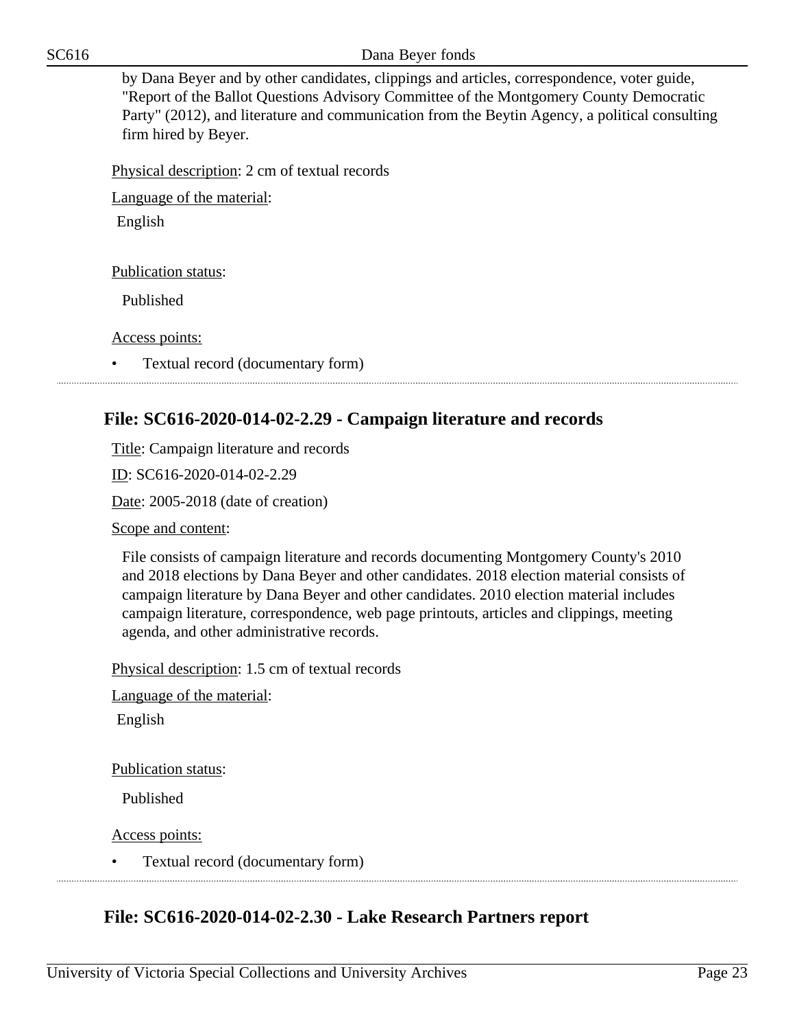by Dana Beyer and by other candidates, clippings and articles, correspondence, voter guide, "Report of the Ballot Questions Advisory Committee of the Montgomery County Democratic Party" (2012), and literature and communication from the Beytin Agency, a political consulting firm hired by Beyer.

Physical description: 2 cm of textual records

Language of the material:

English

Publication status:

Published

Access points:

- Textual record (documentary form)

### File: SC616-2020-014-02-2.29 - Campaign literature and records

Title: Campaign literature and records

ID: SC616-2020-014-02-2.29

Date: 2005-2018 (date of creation)

Scope and content:

File consists of campaign literature and records documenting Montgomery County's 2010 and 2018 elections by Dana Beyer and other candidates. 2018 election material consists of campaign literature by Dana Beyer and other candidates. 2010 election material includes campaign literature, correspondence, web page printouts, articles and clippings, meeting agenda, and other administrative records.

Physical description: 1.5 cm of textual records

Language of the material:

English

Publication status:

Published

Access points:

- Textual record (documentary form)

### File: SC616-2020-014-02-2.30 - Lake Research Partners report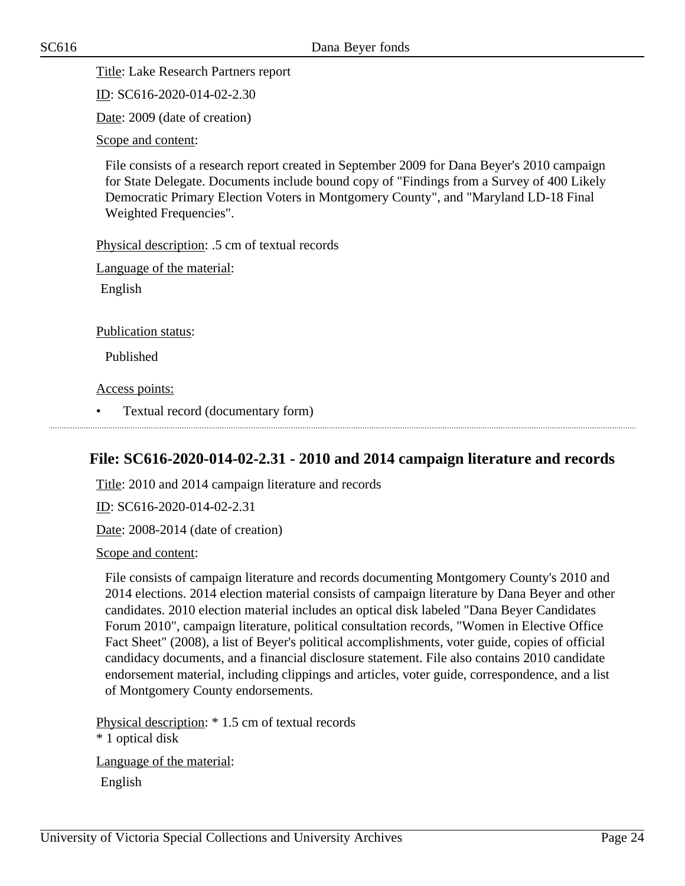Title: Lake Research Partners report

ID: SC616-2020-014-02-2.30

Date: 2009 (date of creation)

Scope and content:

File consists of a research report created in September 2009 for Dana Beyer's 2010 campaign for State Delegate. Documents include bound copy of "Findings from a Survey of 400 Likely Democratic Primary Election Voters in Montgomery County", and "Maryland LD-18 Final Weighted Frequencies".

Physical description: .5 cm of textual records

Language of the material:

English

Publication status:

Published

Access points:

- Textual record (documentary form)

---

## File: SC616-2020-014-02-2.31 - 2010 and 2014 campaign literature and records

Title: 2010 and 2014 campaign literature and records

ID: SC616-2020-014-02-2.31

Date: 2008-2014 (date of creation)

Scope and content:

File consists of campaign literature and records documenting Montgomery County's 2010 and 2014 elections. 2014 election material consists of campaign literature by Dana Beyer and other candidates. 2010 election material includes an optical disk labeled "Dana Beyer Candidates Forum 2010", campaign literature, political consultation records, "Women in Elective Office Fact Sheet" (2008), a list of Beyer's political accomplishments, voter guide, copies of official candidacy documents, and a financial disclosure statement. File also contains 2010 candidate endorsement material, including clippings and articles, voter guide, correspondence, and a list of Montgomery County endorsements.

Physical description: * 1.5 cm of textual records
* 1 optical disk

Language of the material:

English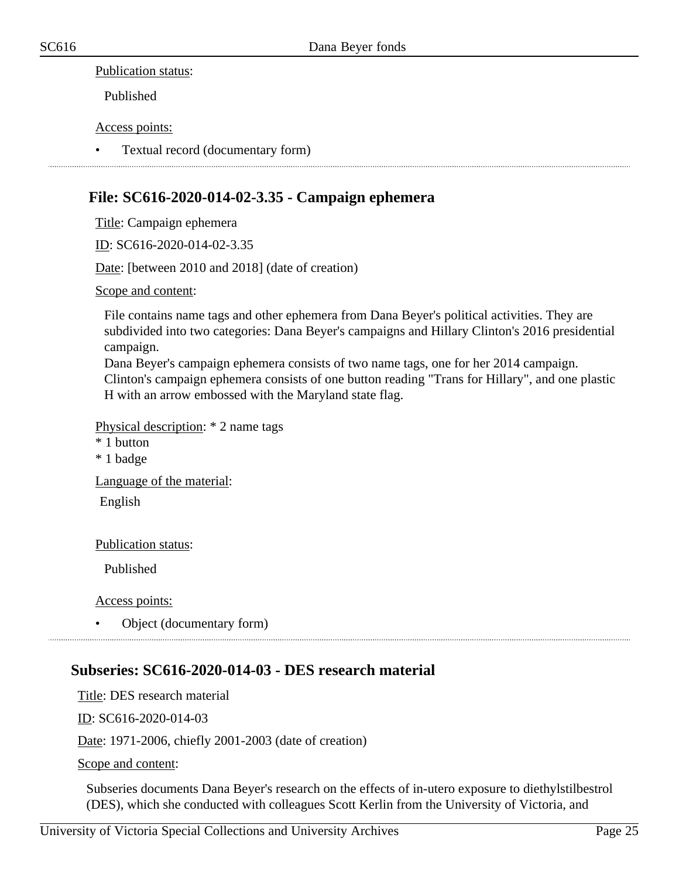Publication status:

Published

Access points:

- Textual record (documentary form)

## File: SC616-2020-014-02-3.35 - Campaign ephemera

Title: Campaign ephemera

ID: SC616-2020-014-02-3.35

Date: [between 2010 and 2018] (date of creation)

Scope and content:

File contains name tags and other ephemera from Dana Beyer's political activities. They are subdivided into two categories: Dana Beyer's campaigns and Hillary Clinton's 2016 presidential campaign.
Dana Beyer's campaign ephemera consists of two name tags, one for her 2014 campaign. Clinton's campaign ephemera consists of one button reading "Trans for Hillary", and one plastic H with an arrow embossed with the Maryland state flag.

Physical description: * 2 name tags
* 1 button
* 1 badge

Language of the material:

English

Publication status:

Published

Access points:

- Object (documentary form)

## Subseries: SC616-2020-014-03 - DES research material

Title: DES research material

ID: SC616-2020-014-03

Date: 1971-2006, chiefly 2001-2003 (date of creation)

Scope and content:

Subseries documents Dana Beyer's research on the effects of in-utero exposure to diethylstilbestrol (DES), which she conducted with colleagues Scott Kerlin from the University of Victoria, and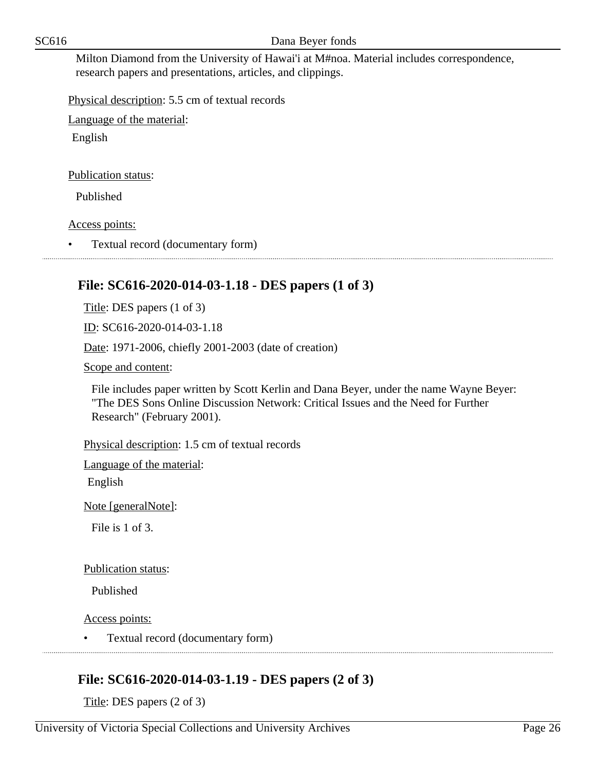Milton Diamond from the University of Hawai'i at M#noa. Material includes correspondence, research papers and presentations, articles, and clippings.

Physical description: 5.5 cm of textual records

Language of the material:

English

Publication status:

Published

Access points:

- Textual record (documentary form)

## File: SC616-2020-014-03-1.18 - DES papers (1 of 3)

Title: DES papers (1 of 3)

ID: SC616-2020-014-03-1.18

Date: 1971-2006, chiefly 2001-2003 (date of creation)

Scope and content:

File includes paper written by Scott Kerlin and Dana Beyer, under the name Wayne Beyer: "The DES Sons Online Discussion Network: Critical Issues and the Need for Further Research" (February 2001).

Physical description: 1.5 cm of textual records

Language of the material:

English

Note [generalNote]:

File is 1 of 3.

Publication status:

Published

Access points:

- Textual record (documentary form)

## File: SC616-2020-014-03-1.19 - DES papers (2 of 3)

Title: DES papers (2 of 3)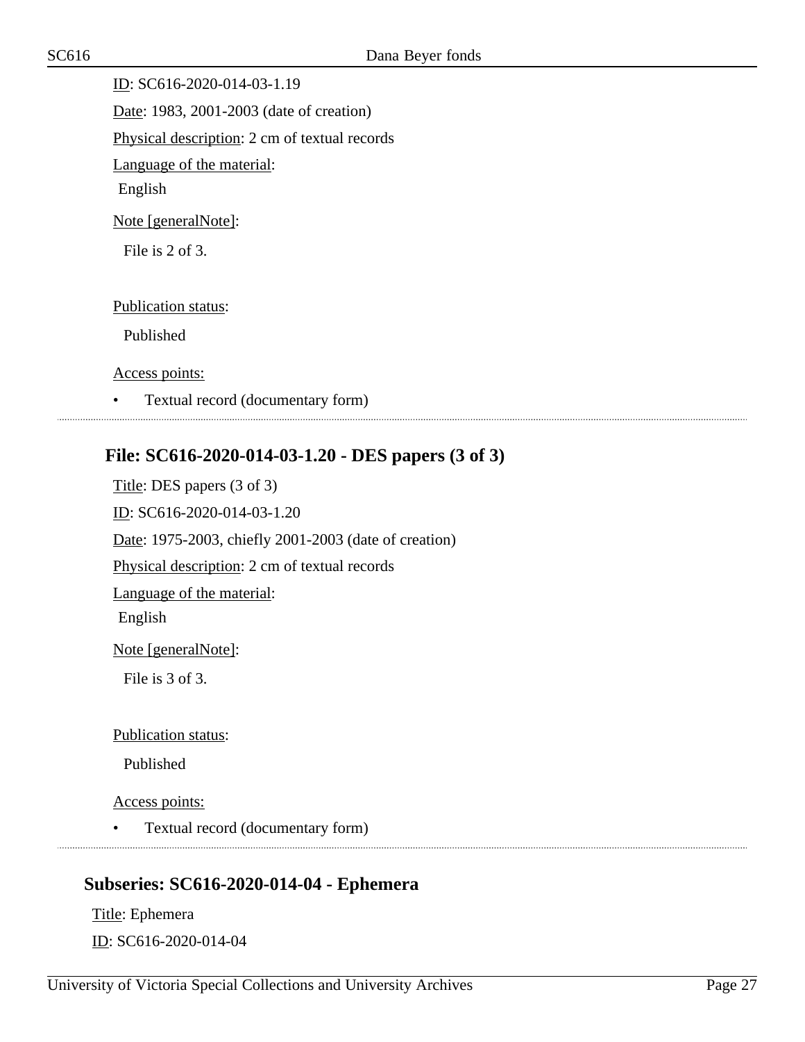ID: SC616-2020-014-03-1.19

Date: 1983, 2001-2003 (date of creation)

Physical description: 2 cm of textual records

Language of the material:

English

Note [generalNote]:

File is 2 of 3.

Publication status:

Published

Access points:

- Textual record (documentary form)

---

### File: SC616-2020-014-03-1.20 - DES papers (3 of 3)

Title: DES papers (3 of 3)

ID: SC616-2020-014-03-1.20

Date: 1975-2003, chiefly 2001-2003 (date of creation)

Physical description: 2 cm of textual records

Language of the material:

English

Note [generalNote]:

File is 3 of 3.

Publication status:

Published

Access points:

- Textual record (documentary form)

---

## Subseries: SC616-2020-014-04 - Ephemera

Title: Ephemera

ID: SC616-2020-014-04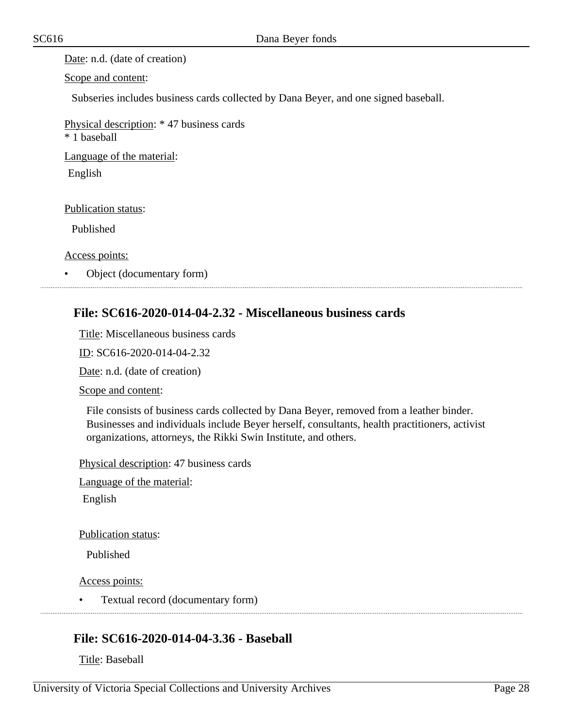Date: n.d. (date of creation)

Scope and content:

Subseries includes business cards collected by Dana Beyer, and one signed baseball.

Physical description: * 47 business cards
* 1 baseball

Language of the material:

English

Publication status:

Published

Access points:

- Object (documentary form)

---

## File: SC616-2020-014-04-2.32 - Miscellaneous business cards

Title: Miscellaneous business cards

ID: SC616-2020-014-04-2.32

Date: n.d. (date of creation)

Scope and content:

File consists of business cards collected by Dana Beyer, removed from a leather binder. Businesses and individuals include Beyer herself, consultants, health practitioners, activist organizations, attorneys, the Rikki Swin Institute, and others.

Physical description: 47 business cards

Language of the material:

English

Publication status:

Published

Access points:

- Textual record (documentary form)

---

## File: SC616-2020-014-04-3.36 - Baseball

Title: Baseball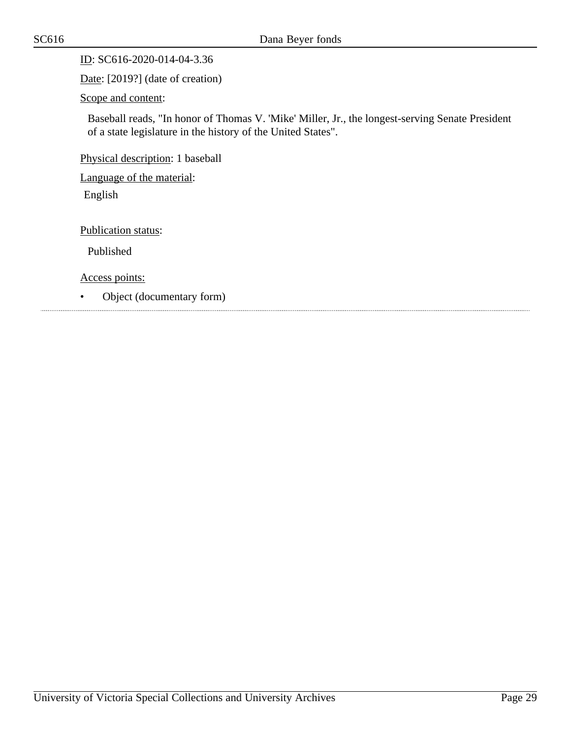ID: SC616-2020-014-04-3.36

Date: [2019?] (date of creation)

Scope and content:

Baseball reads, "In honor of Thomas V. 'Mike' Miller, Jr., the longest-serving Senate President of a state legislature in the history of the United States".

Physical description: 1 baseball

Language of the material:

English

Publication status:

Published

Access points:

- Object (documentary form)